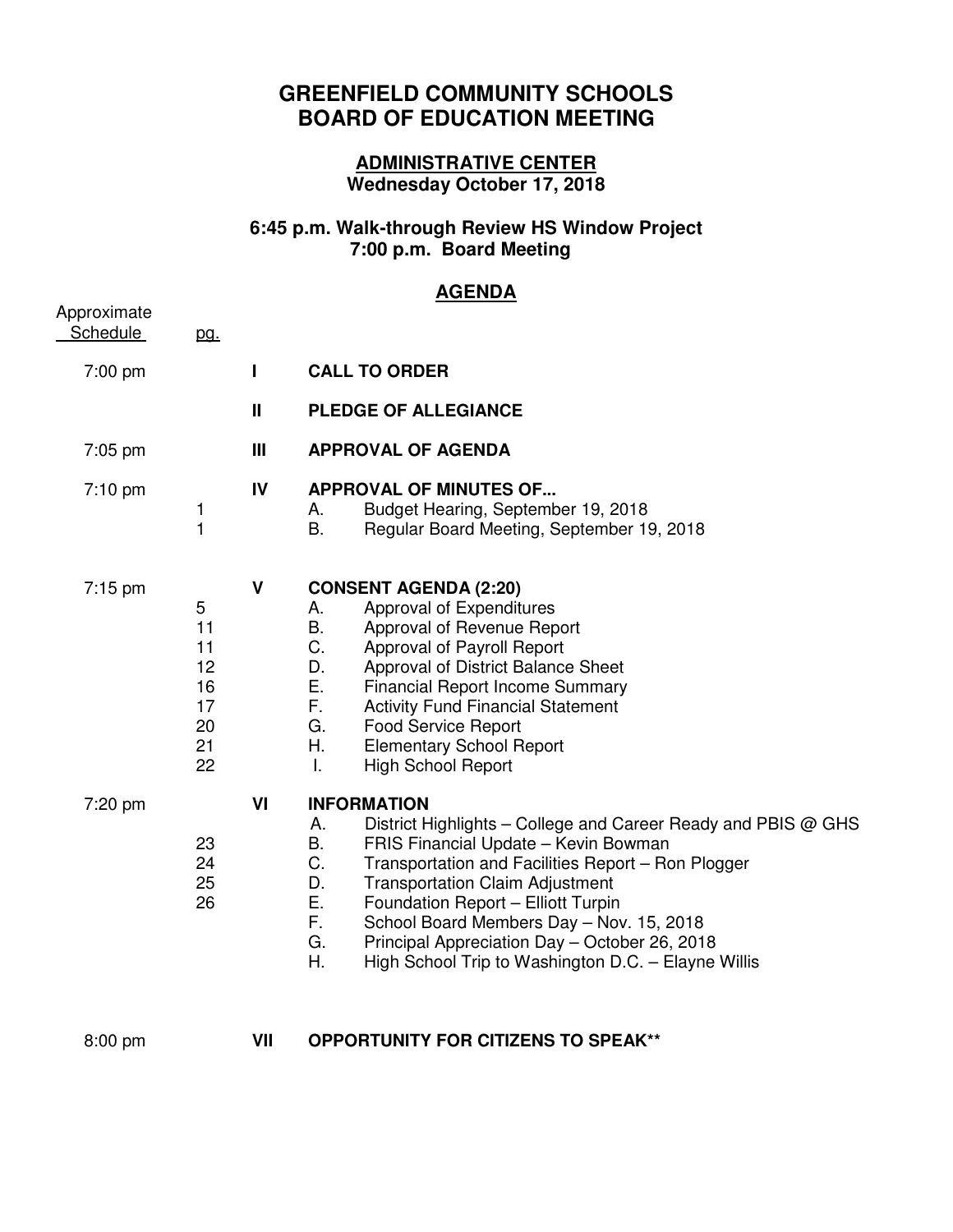# GREENFIELD COMMUNITY SCHOOLS
# BOARD OF EDUCATION MEETING

## ADMINISTRATIVE CENTER
**Wednesday October 17, 2018**

**6:45 p.m. Walk-through Review HS Window Project**
**7:00 p.m. Board Meeting**

## AGENDA

| Approximate Schedule | pg. | | |
|---|---|---|---|
| 7:00 pm | | **I** | **CALL TO ORDER** |
| | | **II** | **PLEDGE OF ALLEGIANCE** |
| 7:05 pm | | **III** | **APPROVAL OF AGENDA** |
| 7:10 pm | | **IV** | **APPROVAL OF MINUTES OF...** |
| | 1 | | A. Budget Hearing, September 19, 2018 |
| | 1 | | B. Regular Board Meeting, September 19, 2018 |
| 7:15 pm | | **V** | **CONSENT AGENDA (2:20)** |
| | 5 | | A. Approval of Expenditures |
| | 11 | | B. Approval of Revenue Report |
| | 11 | | C. Approval of Payroll Report |
| | 12 | | D. Approval of District Balance Sheet |
| | 16 | | E. Financial Report Income Summary |
| | 17 | | F. Activity Fund Financial Statement |
| | 20 | | G. Food Service Report |
| | 21 | | H. Elementary School Report |
| | 22 | | I. High School Report |
| 7:20 pm | | **VI** | **INFORMATION** |
| | | | A. District Highlights – College and Career Ready and PBIS @ GHS |
| | 23 | | B. FRIS Financial Update – Kevin Bowman |
| | 24 | | C. Transportation and Facilities Report – Ron Plogger |
| | 25 | | D. Transportation Claim Adjustment |
| | 26 | | E. Foundation Report – Elliott Turpin |
| | | | F. School Board Members Day – Nov. 15, 2018 |
| | | | G. Principal Appreciation Day – October 26, 2018 |
| | | | H. High School Trip to Washington D.C. – Elayne Willis |
| 8:00 pm | | **VII** | **OPPORTUNITY FOR CITIZENS TO SPEAK**** |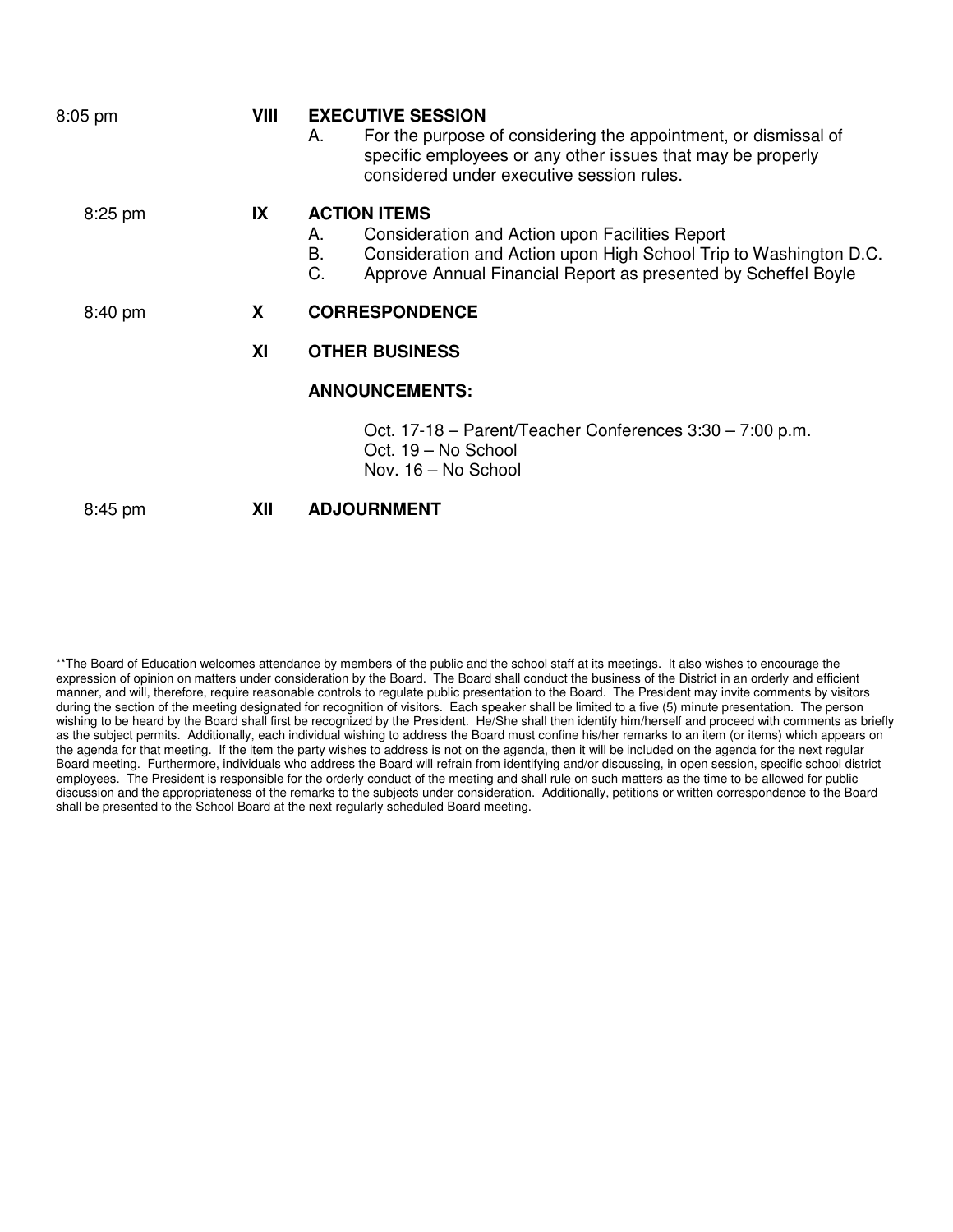8:05 pm **VIII** **EXECUTIVE SESSION**

A. For the purpose of considering the appointment, or dismissal of specific employees or any other issues that may be properly considered under executive session rules.

8:25 pm **IX** **ACTION ITEMS**

A. Consideration and Action upon Facilities Report
B. Consideration and Action upon High School Trip to Washington D.C.
C. Approve Annual Financial Report as presented by Scheffel Boyle

8:40 pm **X** **CORRESPONDENCE**

**XI** **OTHER BUSINESS**

**ANNOUNCEMENTS:**

Oct. 17-18 – Parent/Teacher Conferences 3:30 – 7:00 p.m.
Oct. 19 – No School
Nov. 16 – No School

8:45 pm **XII** **ADJOURNMENT**

**The Board of Education welcomes attendance by members of the public and the school staff at its meetings. It also wishes to encourage the expression of opinion on matters under consideration by the Board. The Board shall conduct the business of the District in an orderly and efficient manner, and will, therefore, require reasonable controls to regulate public presentation to the Board. The President may invite comments by visitors during the section of the meeting designated for recognition of visitors. Each speaker shall be limited to a five (5) minute presentation. The person wishing to be heard by the Board shall first be recognized by the President. He/She shall then identify him/herself and proceed with comments as briefly as the subject permits. Additionally, each individual wishing to address the Board must confine his/her remarks to an item (or items) which appears on the agenda for that meeting. If the item the party wishes to address is not on the agenda, then it will be included on the agenda for the next regular Board meeting. Furthermore, individuals who address the Board will refrain from identifying and/or discussing, in open session, specific school district employees. The President is responsible for the orderly conduct of the meeting and shall rule on such matters as the time to be allowed for public discussion and the appropriateness of the remarks to the subjects under consideration. Additionally, petitions or written correspondence to the Board shall be presented to the School Board at the next regularly scheduled Board meeting.